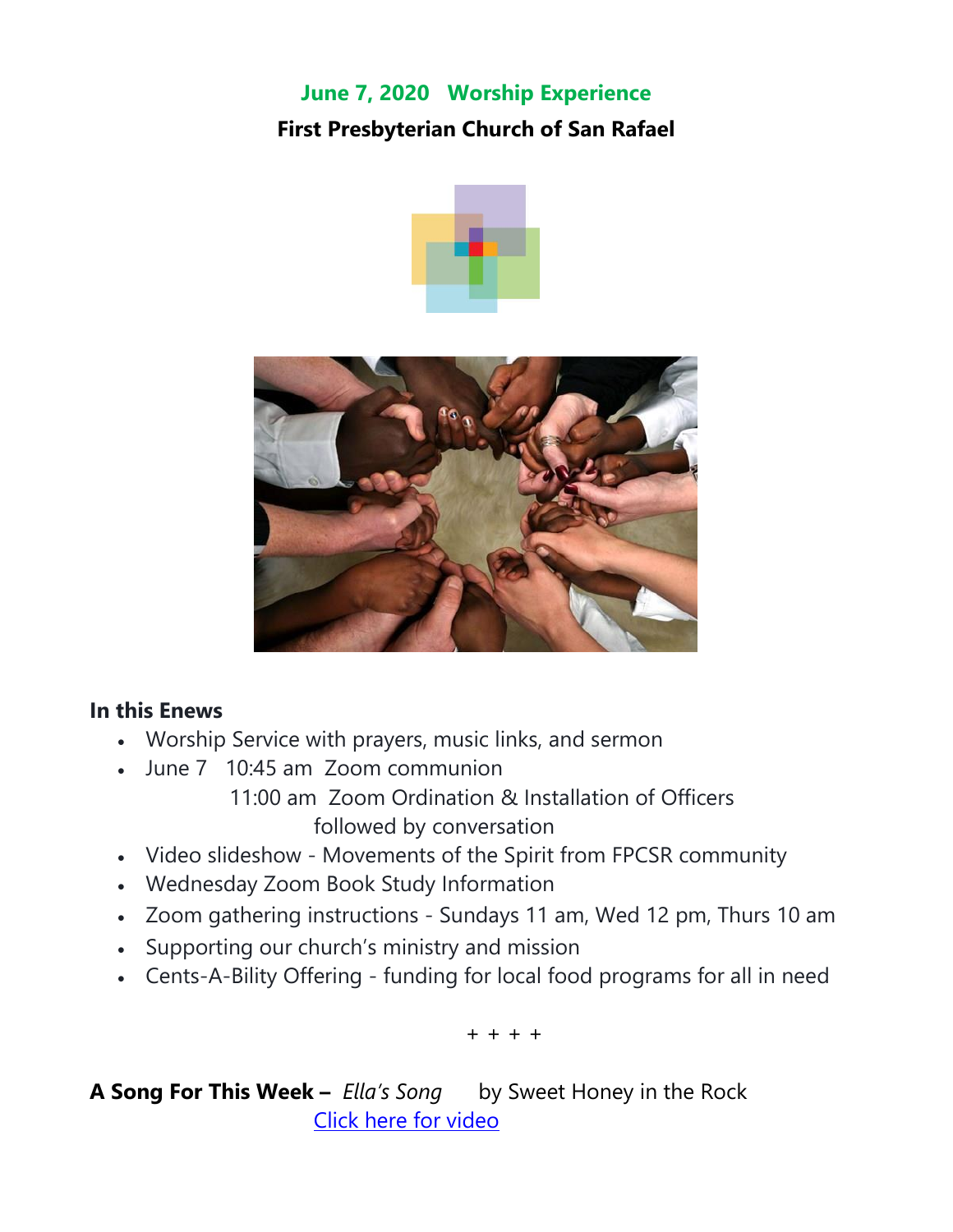## June 7, 2020 Worship Experience

**First Presbyterian Church of San Rafael**

**In this Enews**

- Worship Service with prayers, music links, and sermon
- June 7 10:45 am Zoom communion
  11:00 am Zoom Ordination & Installation of Officers
  followed by conversation
- Video slideshow - Movements of the Spirit from FPCSR community
- Wednesday Zoom Book Study Information
- Zoom gathering instructions - Sundays 11 am, Wed 12 pm, Thurs 10 am
- Supporting our church's ministry and mission
- Cents-A-Bility Offering - funding for local food programs for all in need

\+ + + +

**A Song For This Week –** *Ella's Song* by Sweet Honey in the Rock
Click here for video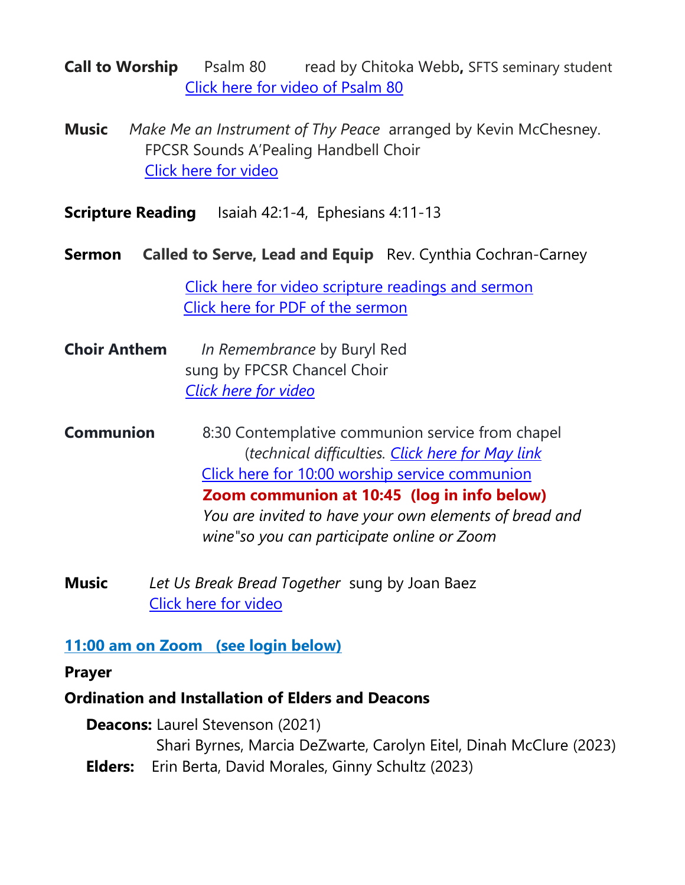**Call to Worship** Psalm 80 read by Chitoka Webb**,** SFTS seminary student
[Click here for video of Psalm 80]

**Music** *Make Me an Instrument of Thy Peace* arranged by Kevin McChesney.
FPCSR Sounds A'Pealing Handbell Choir
[Click here for video]

**Scripture Reading** Isaiah 42:1-4, Ephesians 4:11-13

**Sermon** **Called to Serve, Lead and Equip** Rev. Cynthia Cochran-Carney

[Click here for video scripture readings and sermon]
[Click here for PDF of the sermon]

**Choir Anthem** *In Remembrance* by Buryl Red
sung by FPCSR Chancel Choir
*[Click here for video]*

**Communion** 8:30 Contemplative communion service from chapel
(*technical difficulties. [Click here for May link]*
[Click here for 10:00 worship service communion]
**Zoom communion at 10:45 (log in info below)**
*You are invited to have your own elements of bread and wine"so you can participate online or Zoom*

**Music** *Let Us Break Bread Together* sung by Joan Baez
[Click here for video]

**11:00 am on Zoom (see login below)**

**Prayer**

**Ordination and Installation of Elders and Deacons**

**Deacons:** Laurel Stevenson (2021)
Shari Byrnes, Marcia DeZwarte, Carolyn Eitel, Dinah McClure (2023)

**Elders:** Erin Berta, David Morales, Ginny Schultz (2023)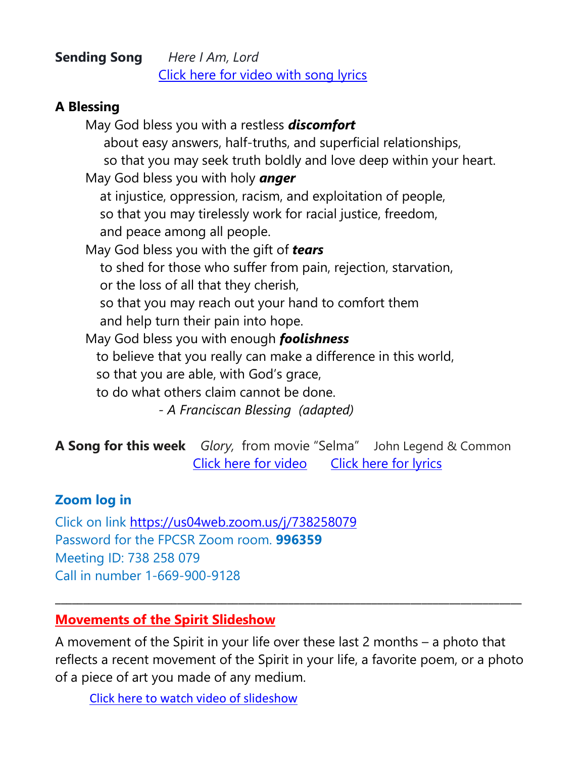**Sending Song** *Here I Am, Lord*

[Click here for video with song lyrics]

**A Blessing**

May God bless you with a restless ***discomfort***
about easy answers, half-truths, and superficial relationships,
so that you may seek truth boldly and love deep within your heart.
May God bless you with holy ***anger***
at injustice, oppression, racism, and exploitation of people,
so that you may tirelessly work for racial justice, freedom,
and peace among all people.
May God bless you with the gift of ***tears***
to shed for those who suffer from pain, rejection, starvation,
or the loss of all that they cherish,
so that you may reach out your hand to comfort them
and help turn their pain into hope.
May God bless you with enough ***foolishness***
to believe that you really can make a difference in this world,
so that you are able, with God's grace,
to do what others claim cannot be done.

*- A Franciscan Blessing (adapted)*

**A Song for this week** *Glory,* from movie "Selma" John Legend & Common

[Click here for video] [Click here for lyrics]

**Zoom log in**

Click on link https://us04web.zoom.us/j/738258079
Password for the FPCSR Zoom room. **996359**
Meeting ID: 738 258 079
Call in number 1-669-900-9128

---

**Movements of the Spirit Slideshow**

A movement of the Spirit in your life over these last 2 months – a photo that reflects a recent movement of the Spirit in your life, a favorite poem, or a photo of a piece of art you made of any medium.

[Click here to watch video of slideshow]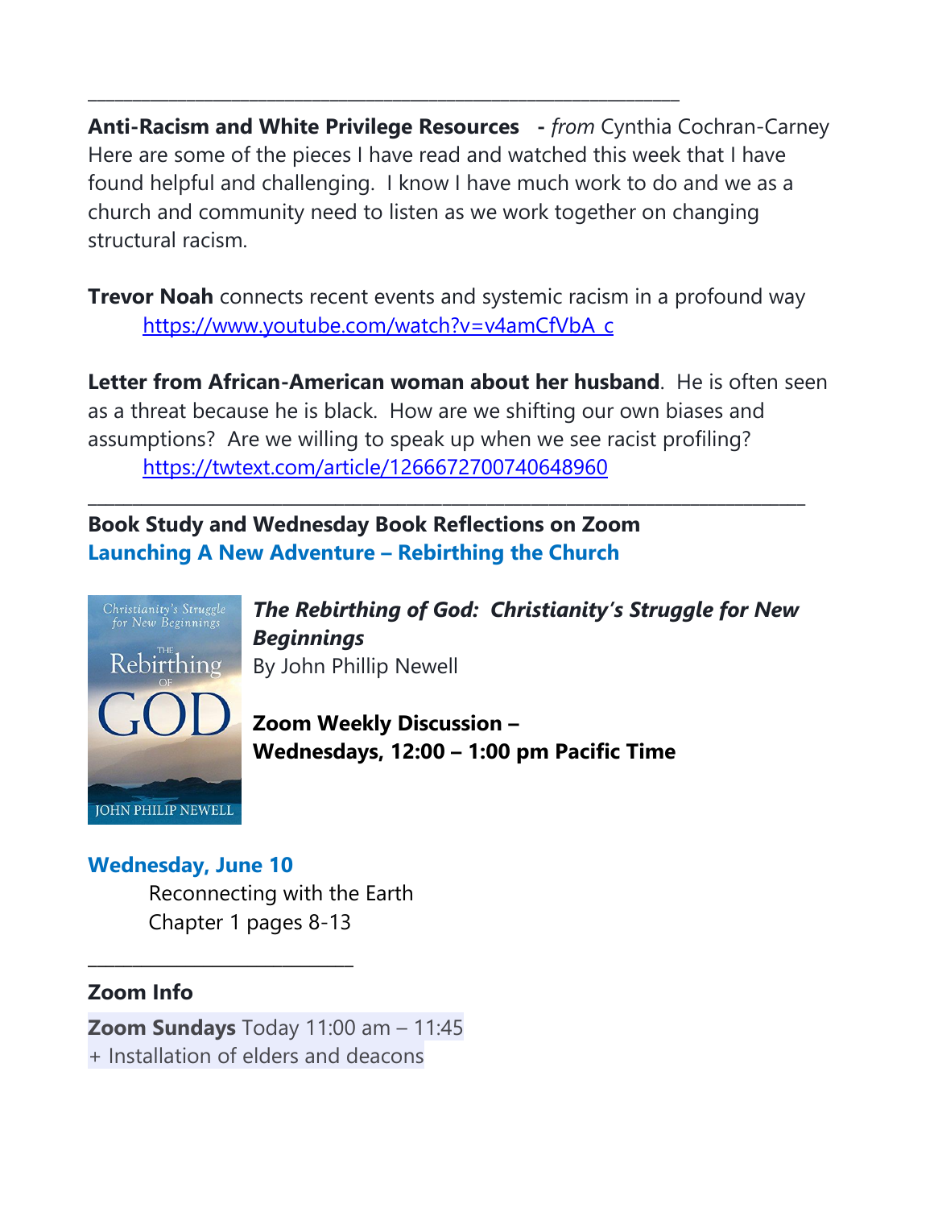---

**Anti-Racism and White Privilege Resources** - *from* Cynthia Cochran-Carney
Here are some of the pieces I have read and watched this week that I have found helpful and challenging. I know I have much work to do and we as a church and community need to listen as we work together on changing structural racism.

**Trevor Noah** connects recent events and systemic racism in a profound way
https://www.youtube.com/watch?v=v4amCfVbA_c

**Letter from African-American woman about her husband**. He is often seen as a threat because he is black. How are we shifting our own biases and assumptions? Are we willing to speak up when we see racist profiling?
https://twtext.com/article/1266672700740648960

---

**Book Study and Wednesday Book Reflections on Zoom**
**Launching A New Adventure – Rebirthing the Church**

***The Rebirthing of God: Christianity's Struggle for New Beginnings***
By John Phillip Newell

**Zoom Weekly Discussion –**
**Wednesdays, 12:00 – 1:00 pm Pacific Time**

**Wednesday, June 10**
Reconnecting with the Earth
Chapter 1 pages 8-13

---

**Zoom Info**

**Zoom Sundays** Today 11:00 am – 11:45
+ Installation of elders and deacons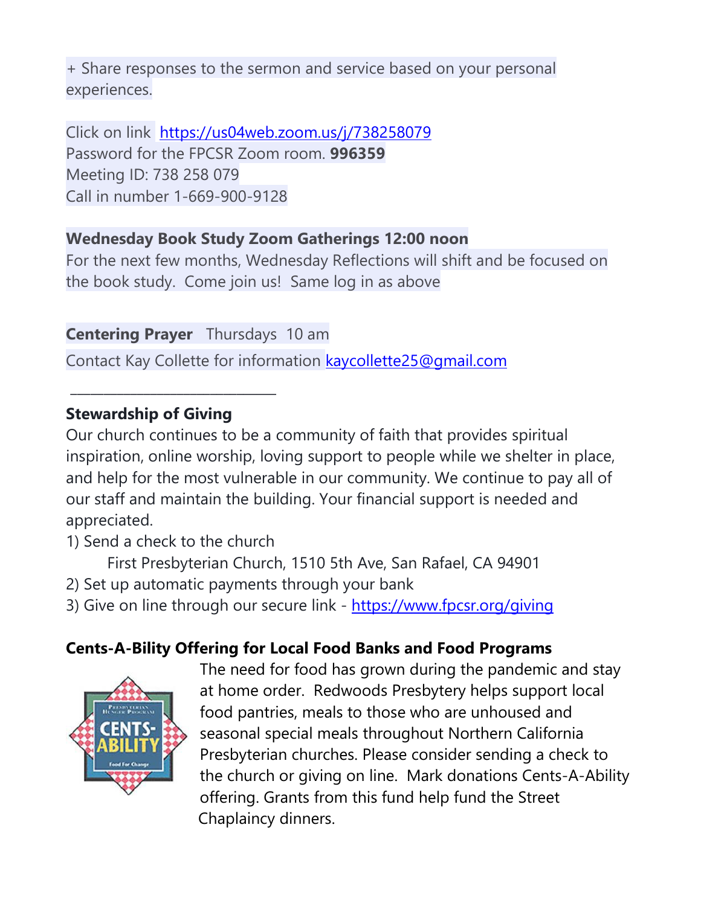+ Share responses to the sermon and service based on your personal experiences.

Click on link https://us04web.zoom.us/j/738258079
Password for the FPCSR Zoom room. **996359**
Meeting ID: 738 258 079
Call in number 1-669-900-9128

**Wednesday Book Study Zoom Gatherings 12:00 noon**
For the next few months, Wednesday Reflections will shift and be focused on the book study. Come join us! Same log in as above

**Centering Prayer** Thursdays 10 am
Contact Kay Collette for information kaycollette25@gmail.com

---

**Stewardship of Giving**
Our church continues to be a community of faith that provides spiritual inspiration, online worship, loving support to people while we shelter in place, and help for the most vulnerable in our community. We continue to pay all of our staff and maintain the building. Your financial support is needed and appreciated.

1) Send a check to the church
   First Presbyterian Church, 1510 5th Ave, San Rafael, CA 94901
2) Set up automatic payments through your bank
3) Give on line through our secure link - https://www.fpcsr.org/giving

**Cents-A-Bility Offering for Local Food Banks and Food Programs**

Presbyterian Hunger Program
CENTS-ABILITY
Food For Change

The need for food has grown during the pandemic and stay at home order. Redwoods Presbytery helps support local food pantries, meals to those who are unhoused and seasonal special meals throughout Northern California Presbyterian churches. Please consider sending a check to the church or giving on line. Mark donations Cents-A-Ability offering. Grants from this fund help fund the Street Chaplaincy dinners.